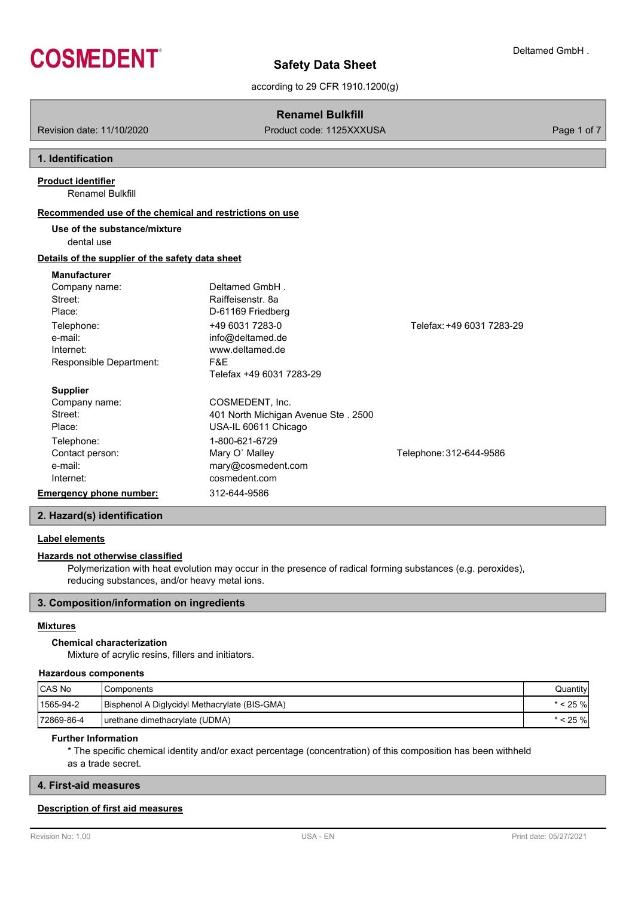# Safety Data Sheet

according to 29 CFR 1910.1200(g)

**Renamel Bulkfill**

Revision date: 11/10/2020 | Product code: 1125XXXUSA

## 1. Identification

**Product identifier**

Renamel Bulkfill

**Recommended use of the chemical and restrictions on use**

**Use of the substance/mixture**

dental use

**Details of the supplier of the safety data sheet**

**Manufacturer**

Company name: Deltamed GmbH .
Street: Raiffeisenstr. 8a
Place: D-61169 Friedberg
Telephone: +49 6031 7283-0 — Telefax: +49 6031 7283-29
e-mail: info@deltamed.de
Internet: www.deltamed.de
Responsible Department: F&E
Telefax +49 6031 7283-29

**Supplier**

Company name: COSMEDENT, Inc.
Street: 401 North Michigan Avenue Ste . 2500
Place: USA-IL 60611 Chicago
Telephone: 1-800-621-6729
Contact person: Mary O` Malley — Telephone: 312-644-9586
e-mail: mary@cosmedent.com
Internet: cosmedent.com

**Emergency phone number:** 312-644-9586

## 2. Hazard(s) identification

**Label elements**

**Hazards not otherwise classified**

Polymerization with heat evolution may occur in the presence of radical forming substances (e.g. peroxides), reducing substances, and/or heavy metal ions.

## 3. Composition/information on ingredients

**Mixtures**

**Chemical characterization**

Mixture of acrylic resins, fillers and initiators.

**Hazardous components**

| CAS No | Components | Quantity |
|---|---|---|
| 1565-94-2 | Bisphenol A Diglycidyl Methacrylate (BIS-GMA) | * < 25 % |
| 72869-86-4 | urethane dimethacrylate (UDMA) | * < 25 % |

**Further Information**

* The specific chemical identity and/or exact percentage (concentration) of this composition has been withheld as a trade secret.

## 4. First-aid measures

**Description of first aid measures**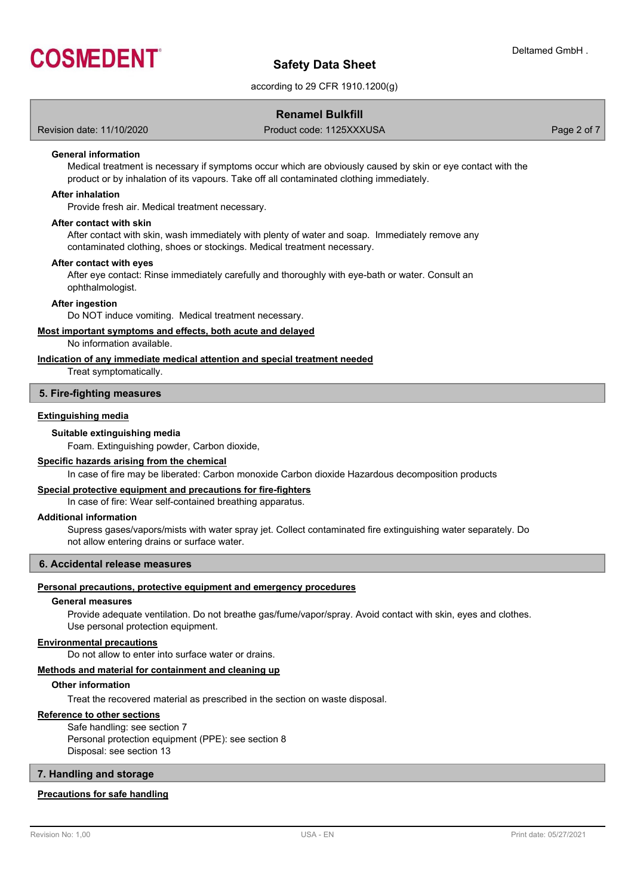#### General information

Medical treatment is necessary if symptoms occur which are obviously caused by skin or eye contact with the product or by inhalation of its vapours. Take off all contaminated clothing immediately.

#### After inhalation

Provide fresh air. Medical treatment necessary.

#### After contact with skin

After contact with skin, wash immediately with plenty of water and soap. Immediately remove any contaminated clothing, shoes or stockings. Medical treatment necessary.

#### After contact with eyes

After eye contact: Rinse immediately carefully and thoroughly with eye-bath or water. Consult an ophthalmologist.

#### After ingestion

Do NOT induce vomiting. Medical treatment necessary.

### Most important symptoms and effects, both acute and delayed

No information available.

### Indication of any immediate medical attention and special treatment needed

Treat symptomatically.

## 5. Fire-fighting measures

### Extinguishing media

#### Suitable extinguishing media

Foam. Extinguishing powder, Carbon dioxide,

### Specific hazards arising from the chemical

In case of fire may be liberated: Carbon monoxide Carbon dioxide Hazardous decomposition products

### Special protective equipment and precautions for fire-fighters

In case of fire: Wear self-contained breathing apparatus.

### Additional information

Supress gases/vapors/mists with water spray jet. Collect contaminated fire extinguishing water separately. Do not allow entering drains or surface water.

## 6. Accidental release measures

### Personal precautions, protective equipment and emergency procedures

#### General measures

Provide adequate ventilation. Do not breathe gas/fume/vapor/spray. Avoid contact with skin, eyes and clothes. Use personal protection equipment.

### Environmental precautions

Do not allow to enter into surface water or drains.

### Methods and material for containment and cleaning up

#### Other information

Treat the recovered material as prescribed in the section on waste disposal.

### Reference to other sections

Safe handling: see section 7
Personal protection equipment (PPE): see section 8
Disposal: see section 13

## 7. Handling and storage

### Precautions for safe handling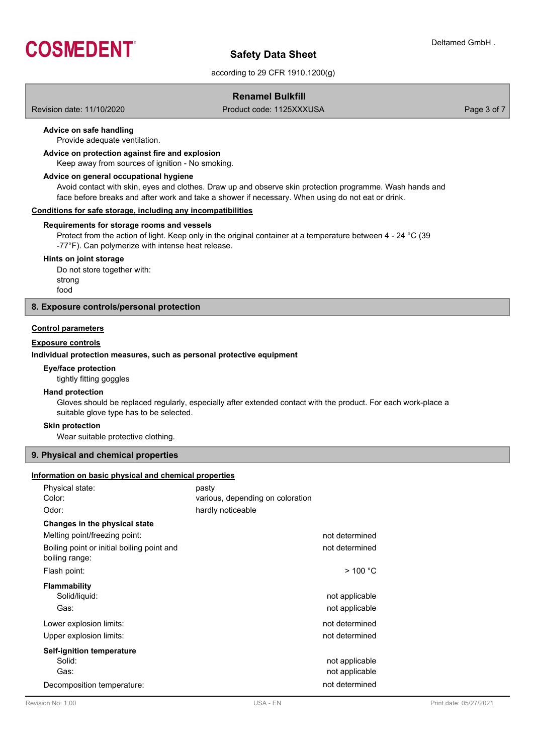**Advice on safe handling**

Provide adequate ventilation.

**Advice on protection against fire and explosion**

Keep away from sources of ignition - No smoking.

**Advice on general occupational hygiene**

Avoid contact with skin, eyes and clothes. Draw up and observe skin protection programme. Wash hands and face before breaks and after work and take a shower if necessary. When using do not eat or drink.

**Conditions for safe storage, including any incompatibilities**

**Requirements for storage rooms and vessels**

Protect from the action of light. Keep only in the original container at a temperature between 4 - 24 °C (39 -77°F). Can polymerize with intense heat release.

**Hints on joint storage**

Do not store together with:
strong
food

## 8. Exposure controls/personal protection

**Control parameters**

**Exposure controls**

**Individual protection measures, such as personal protective equipment**

**Eye/face protection**

tightly fitting goggles

**Hand protection**

Gloves should be replaced regularly, especially after extended contact with the product. For each work-place a suitable glove type has to be selected.

**Skin protection**

Wear suitable protective clothing.

## 9. Physical and chemical properties

**Information on basic physical and chemical properties**

| | | |
|---|---|---|
| Physical state: | pasty | |
| Color: | various, depending on coloration | |
| Odor: | hardly noticeable | |
| **Changes in the physical state** | | |
| Melting point/freezing point: | | not determined |
| Boiling point or initial boiling point and boiling range: | | not determined |
| Flash point: | | > 100 °C |
| **Flammability** | | |
| Solid/liquid: | | not applicable |
| Gas: | | not applicable |
| Lower explosion limits: | | not determined |
| Upper explosion limits: | | not determined |
| **Self-ignition temperature** | | |
| Solid: | | not applicable |
| Gas: | | not applicable |
| Decomposition temperature: | | not determined |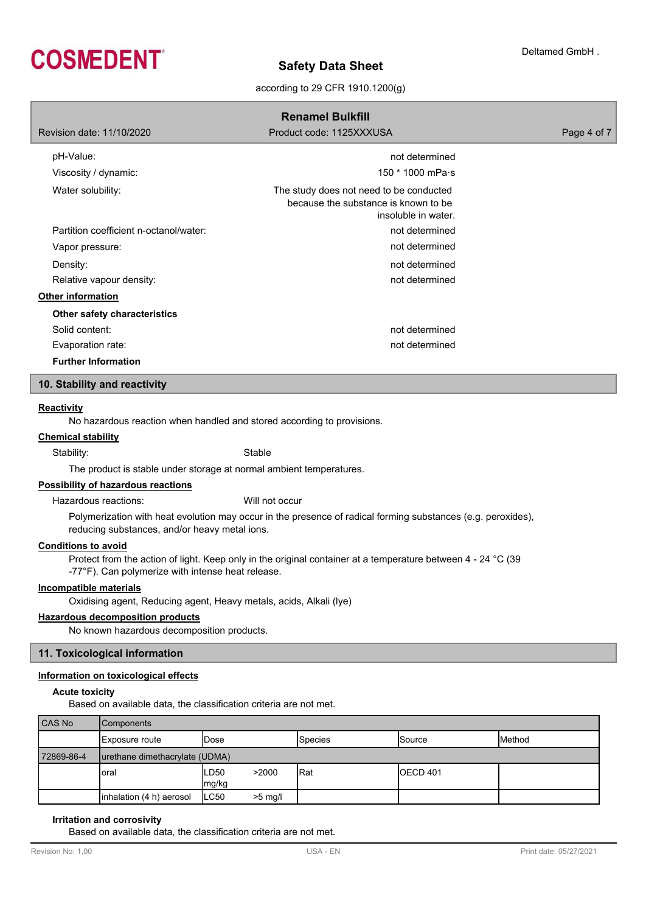pH-Value: not determined

Viscosity / dynamic: 150 * 1000 mPa·s

Water solubility: The study does not need to be conducted because the substance is known to be insoluble in water.

Partition coefficient n-octanol/water: not determined

Vapor pressure: not determined

Density: not determined

Relative vapour density: not determined

**Other information**

**Other safety characteristics**

Solid content: not determined

Evaporation rate: not determined

**Further Information**

## 10. Stability and reactivity

**Reactivity**

No hazardous reaction when handled and stored according to provisions.

**Chemical stability**

Stability: Stable

The product is stable under storage at normal ambient temperatures.

**Possibility of hazardous reactions**

Hazardous reactions: Will not occur

Polymerization with heat evolution may occur in the presence of radical forming substances (e.g. peroxides), reducing substances, and/or heavy metal ions.

**Conditions to avoid**

Protect from the action of light. Keep only in the original container at a temperature between 4 - 24 °C (39 -77°F). Can polymerize with intense heat release.

**Incompatible materials**

Oxidising agent, Reducing agent, Heavy metals, acids, Alkali (lye)

**Hazardous decomposition products**

No known hazardous decomposition products.

## 11. Toxicological information

**Information on toxicological effects**

**Acute toxicity**

Based on available data, the classification criteria are not met.

| CAS No | Components | | | | | |
|---|---|---|---|---|---|---|
| | Exposure route | Dose | | Species | Source | Method |
| 72869-86-4 | urethane dimethacrylate (UDMA) | | | | | |
| | oral | LD50 mg/kg | >2000 | Rat | OECD 401 | |
| | inhalation (4 h) aerosol | LC50 | >5 mg/l | | | |

**Irritation and corrosivity**

Based on available data, the classification criteria are not met.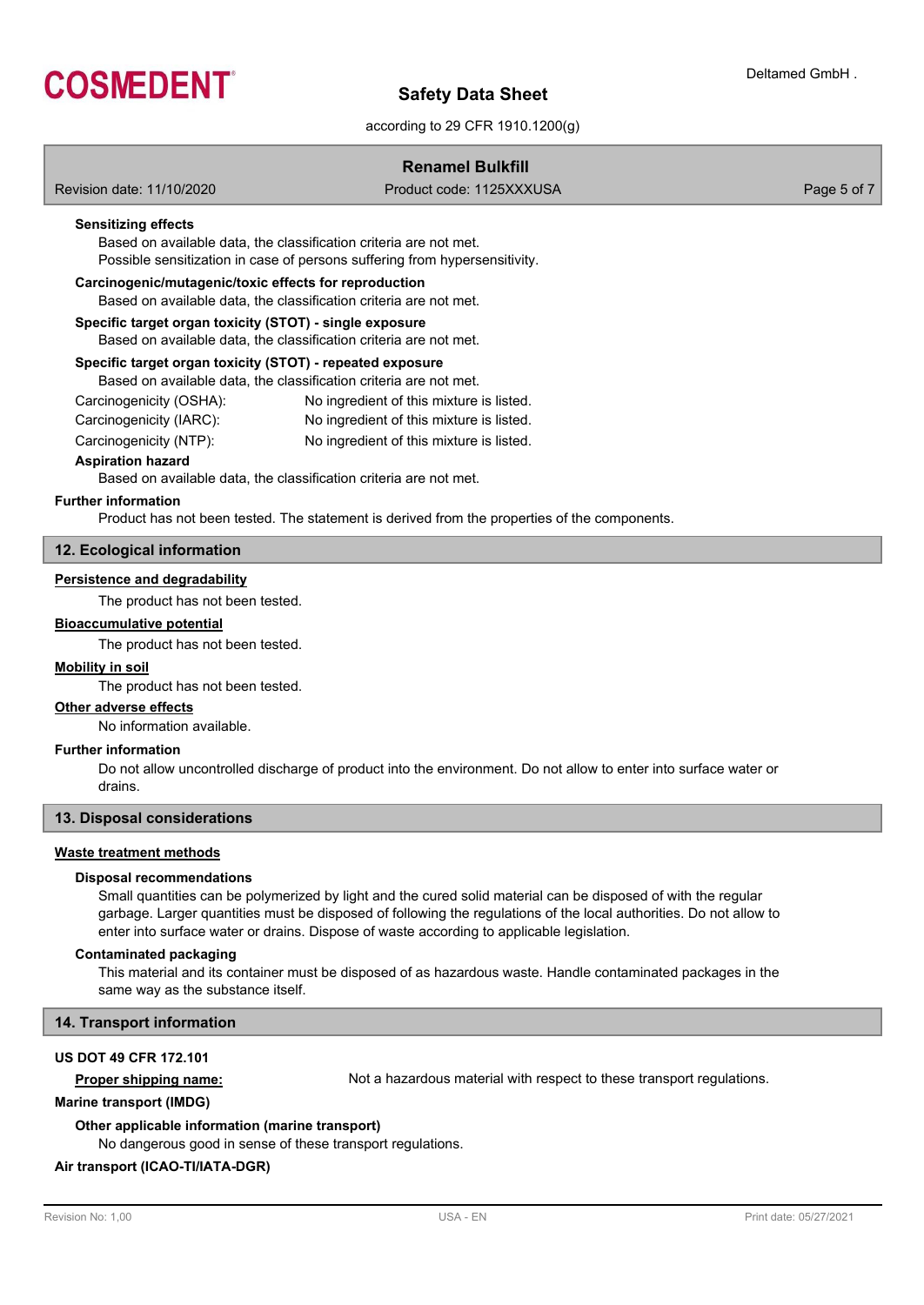#### Sensitizing effects

Based on available data, the classification criteria are not met.
Possible sensitization in case of persons suffering from hypersensitivity.

#### Carcinogenic/mutagenic/toxic effects for reproduction

Based on available data, the classification criteria are not met.

#### Specific target organ toxicity (STOT) - single exposure

Based on available data, the classification criteria are not met.

#### Specific target organ toxicity (STOT) - repeated exposure

Based on available data, the classification criteria are not met.

| | |
|---|---|
| Carcinogenicity (OSHA): | No ingredient of this mixture is listed. |
| Carcinogenicity (IARC): | No ingredient of this mixture is listed. |
| Carcinogenicity (NTP): | No ingredient of this mixture is listed. |

#### Aspiration hazard

Based on available data, the classification criteria are not met.

#### Further information

Product has not been tested. The statement is derived from the properties of the components.

## 12. Ecological information

**Persistence and degradability**

The product has not been tested.

**Bioaccumulative potential**

The product has not been tested.

**Mobility in soil**

The product has not been tested.

**Other adverse effects**

No information available.

#### Further information

Do not allow uncontrolled discharge of product into the environment. Do not allow to enter into surface water or drains.

## 13. Disposal considerations

**Waste treatment methods**

#### Disposal recommendations

Small quantities can be polymerized by light and the cured solid material can be disposed of with the regular garbage. Larger quantities must be disposed of following the regulations of the local authorities. Do not allow to enter into surface water or drains. Dispose of waste according to applicable legislation.

#### Contaminated packaging

This material and its container must be disposed of as hazardous waste. Handle contaminated packages in the same way as the substance itself.

## 14. Transport information

#### US DOT 49 CFR 172.101

**Proper shipping name:** Not a hazardous material with respect to these transport regulations.

#### Marine transport (IMDG)

**Other applicable information (marine transport)**

No dangerous good in sense of these transport regulations.

#### Air transport (ICAO-TI/IATA-DGR)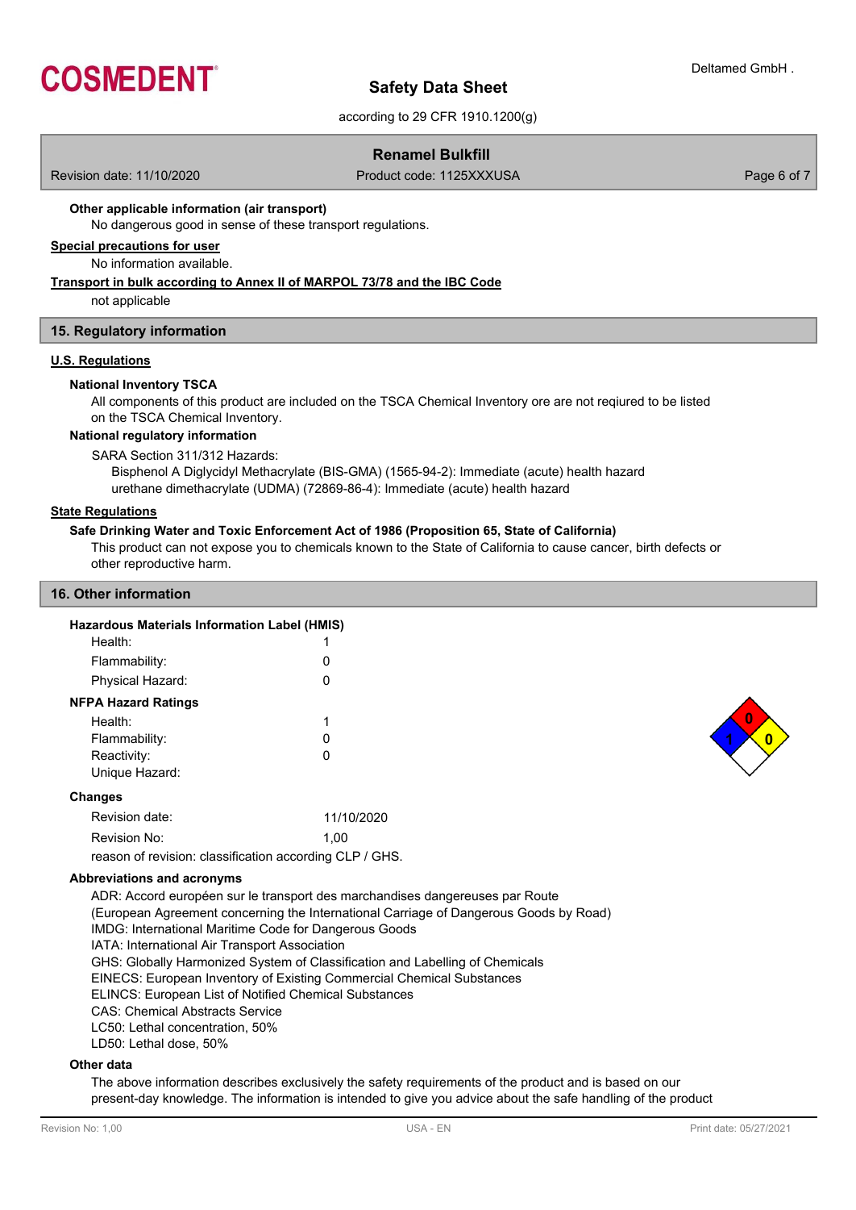**Other applicable information (air transport)**

No dangerous good in sense of these transport regulations.

**Special precautions for user**

No information available.

**Transport in bulk according to Annex II of MARPOL 73/78 and the IBC Code**

not applicable

## 15. Regulatory information

**U.S. Regulations**

**National Inventory TSCA**

All components of this product are included on the TSCA Chemical Inventory ore are not reqiured to be listed on the TSCA Chemical Inventory.

**National regulatory information**

SARA Section 311/312 Hazards:

Bisphenol A Diglycidyl Methacrylate (BIS-GMA) (1565-94-2): Immediate (acute) health hazard
urethane dimethacrylate (UDMA) (72869-86-4): Immediate (acute) health hazard

**State Regulations**

**Safe Drinking Water and Toxic Enforcement Act of 1986 (Proposition 65, State of California)**

This product can not expose you to chemicals known to the State of California to cause cancer, birth defects or other reproductive harm.

## 16. Other information

**Hazardous Materials Information Label (HMIS)**

| | |
|---|---|
| Health: | 1 |
| Flammability: | 0 |
| Physical Hazard: | 0 |

**NFPA Hazard Ratings**

| | |
|---|---|
| Health: | 1 |
| Flammability: | 0 |
| Reactivity: | 0 |
| Unique Hazard: | |

**Changes**

| | |
|---|---|
| Revision date: | 11/10/2020 |
| Revision No: | 1,00 |

reason of revision: classification according CLP / GHS.

**Abbreviations and acronyms**

ADR: Accord européen sur le transport des marchandises dangereuses par Route
(European Agreement concerning the International Carriage of Dangerous Goods by Road)
IMDG: International Maritime Code for Dangerous Goods
IATA: International Air Transport Association
GHS: Globally Harmonized System of Classification and Labelling of Chemicals
EINECS: European Inventory of Existing Commercial Chemical Substances
ELINCS: European List of Notified Chemical Substances
CAS: Chemical Abstracts Service
LC50: Lethal concentration, 50%
LD50: Lethal dose, 50%

**Other data**

The above information describes exclusively the safety requirements of the product and is based on our present-day knowledge. The information is intended to give you advice about the safe handling of the product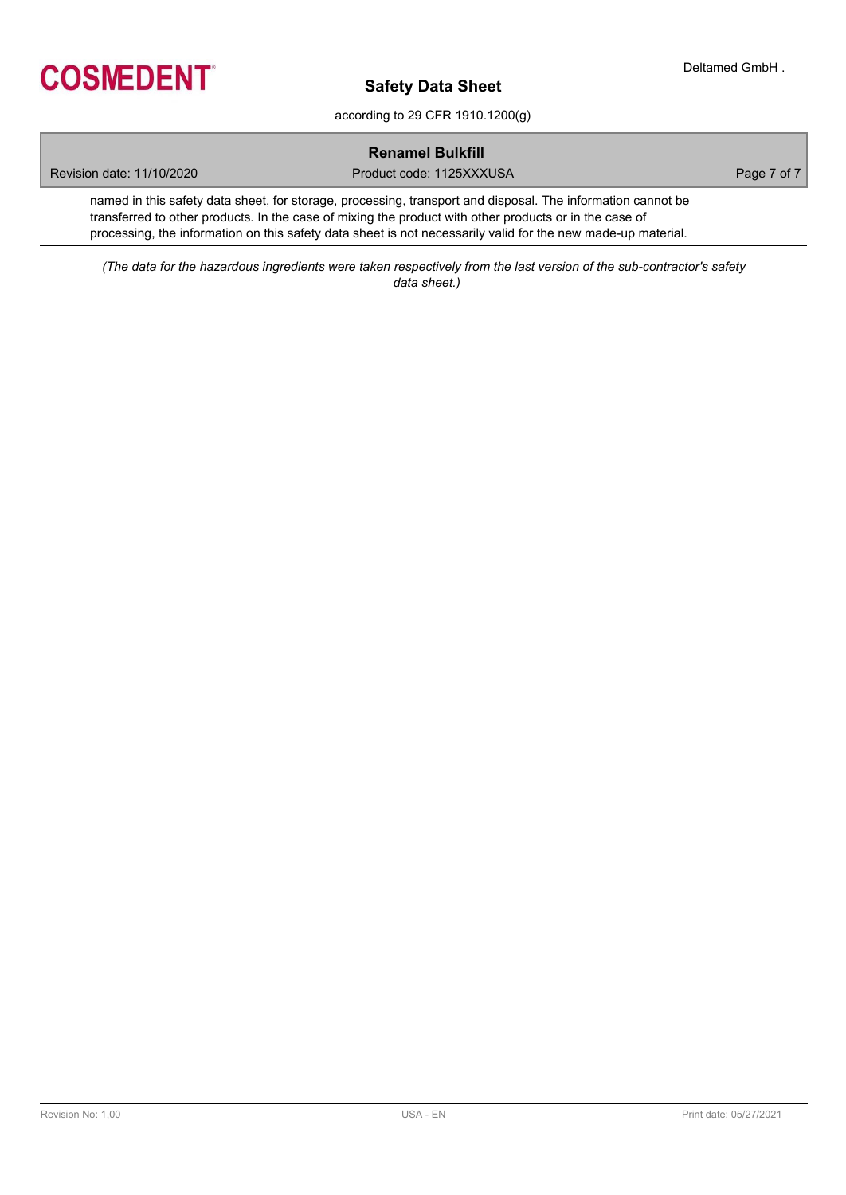named in this safety data sheet, for storage, processing, transport and disposal. The information cannot be transferred to other products. In the case of mixing the product with other products or in the case of processing, the information on this safety data sheet is not necessarily valid for the new made-up material.

*(The data for the hazardous ingredients were taken respectively from the last version of the sub-contractor's safety data sheet.)*